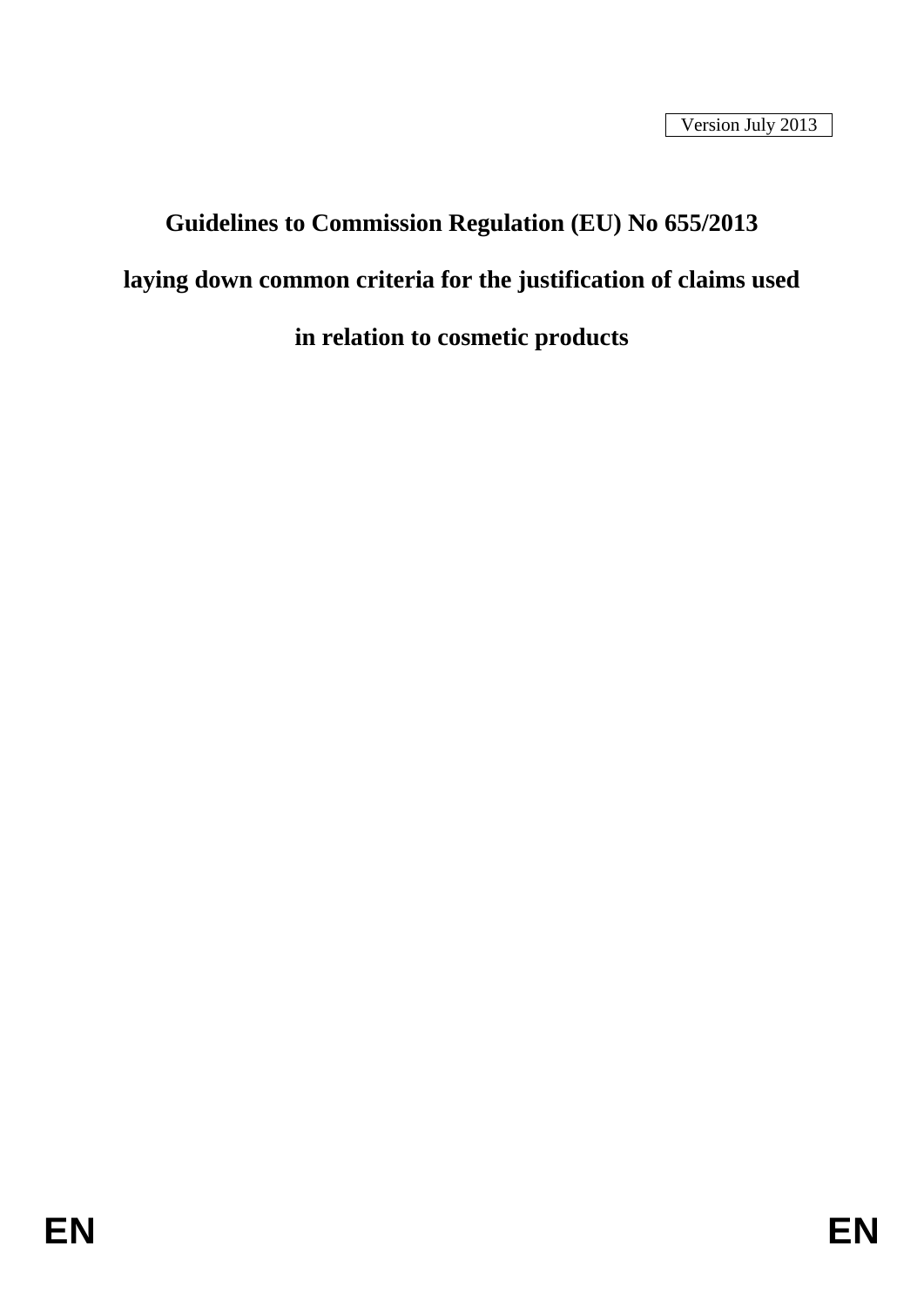Version July 2013

# Guidelines to Commission Regulation (EU) No 655/2013

# laying down common criteria for the justification of claims used

# in relation to cosmetic products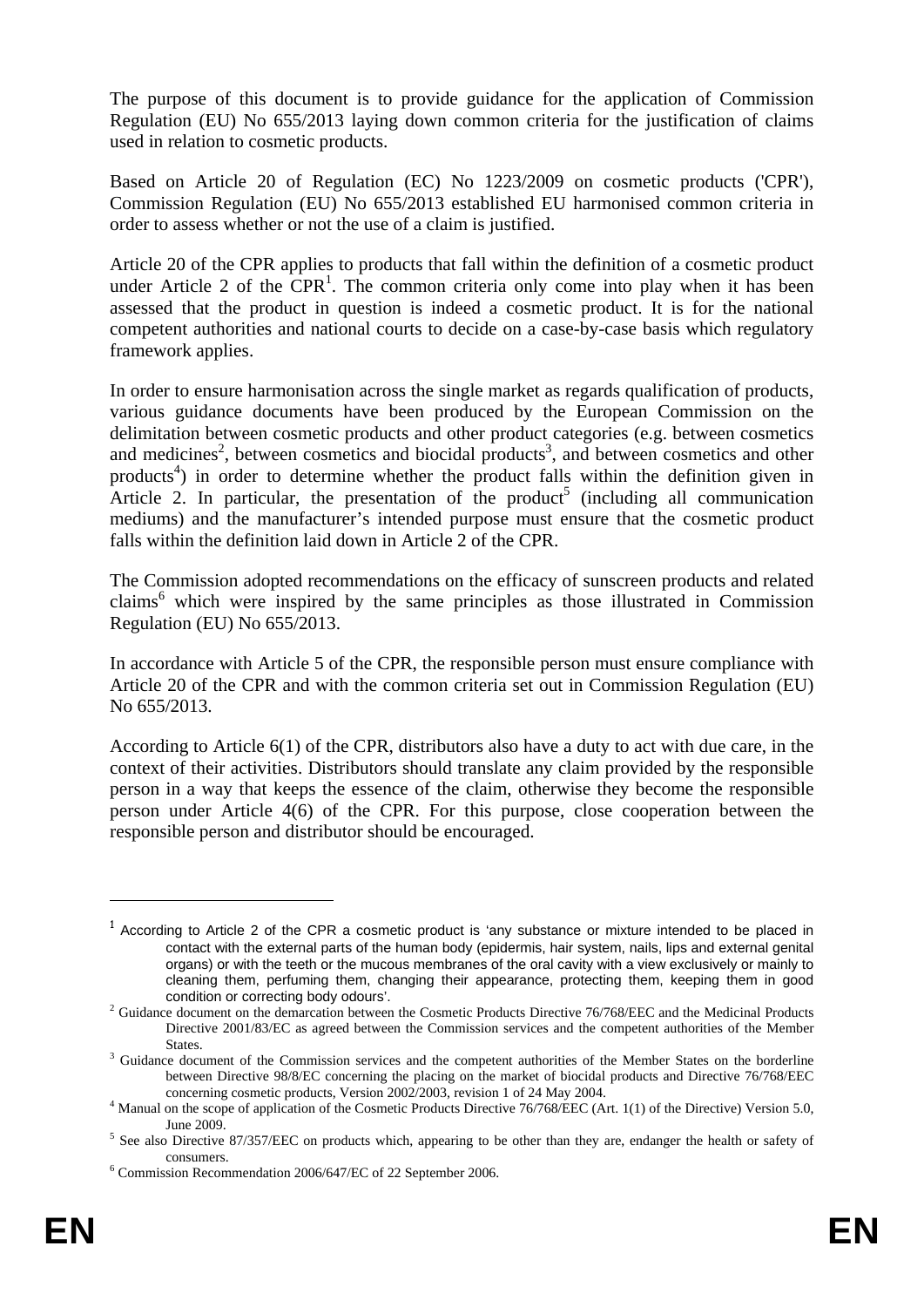The purpose of this document is to provide guidance for the application of Commission Regulation (EU) No 655/2013 laying down common criteria for the justification of claims used in relation to cosmetic products.

Based on Article 20 of Regulation (EC) No 1223/2009 on cosmetic products ('CPR'), Commission Regulation (EU) No 655/2013 established EU harmonised common criteria in order to assess whether or not the use of a claim is justified.

Article 20 of the CPR applies to products that fall within the definition of a cosmetic product under Article 2 of the CPR[1]. The common criteria only come into play when it has been assessed that the product in question is indeed a cosmetic product. It is for the national competent authorities and national courts to decide on a case-by-case basis which regulatory framework applies.

In order to ensure harmonisation across the single market as regards qualification of products, various guidance documents have been produced by the European Commission on the delimitation between cosmetic products and other product categories (e.g. between cosmetics and medicines[2], between cosmetics and biocidal products[3], and between cosmetics and other products[4]) in order to determine whether the product falls within the definition given in Article 2. In particular, the presentation of the product[5] (including all communication mediums) and the manufacturer's intended purpose must ensure that the cosmetic product falls within the definition laid down in Article 2 of the CPR.

The Commission adopted recommendations on the efficacy of sunscreen products and related claims[6] which were inspired by the same principles as those illustrated in Commission Regulation (EU) No 655/2013.

In accordance with Article 5 of the CPR, the responsible person must ensure compliance with Article 20 of the CPR and with the common criteria set out in Commission Regulation (EU) No 655/2013.

According to Article 6(1) of the CPR, distributors also have a duty to act with due care, in the context of their activities. Distributors should translate any claim provided by the responsible person in a way that keeps the essence of the claim, otherwise they become the responsible person under Article 4(6) of the CPR. For this purpose, close cooperation between the responsible person and distributor should be encouraged.

---

[1] According to Article 2 of the CPR a cosmetic product is 'any substance or mixture intended to be placed in contact with the external parts of the human body (epidermis, hair system, nails, lips and external genital organs) or with the teeth or the mucous membranes of the oral cavity with a view exclusively or mainly to cleaning them, perfuming them, changing their appearance, protecting them, keeping them in good condition or correcting body odours'.

[2] Guidance document on the demarcation between the Cosmetic Products Directive 76/768/EEC and the Medicinal Products Directive 2001/83/EC as agreed between the Commission services and the competent authorities of the Member States.

[3] Guidance document of the Commission services and the competent authorities of the Member States on the borderline between Directive 98/8/EC concerning the placing on the market of biocidal products and Directive 76/768/EEC concerning cosmetic products, Version 2002/2003, revision 1 of 24 May 2004.

[4] Manual on the scope of application of the Cosmetic Products Directive 76/768/EEC (Art. 1(1) of the Directive) Version 5.0, June 2009.

[5] See also Directive 87/357/EEC on products which, appearing to be other than they are, endanger the health or safety of consumers.

[6] Commission Recommendation 2006/647/EC of 22 September 2006.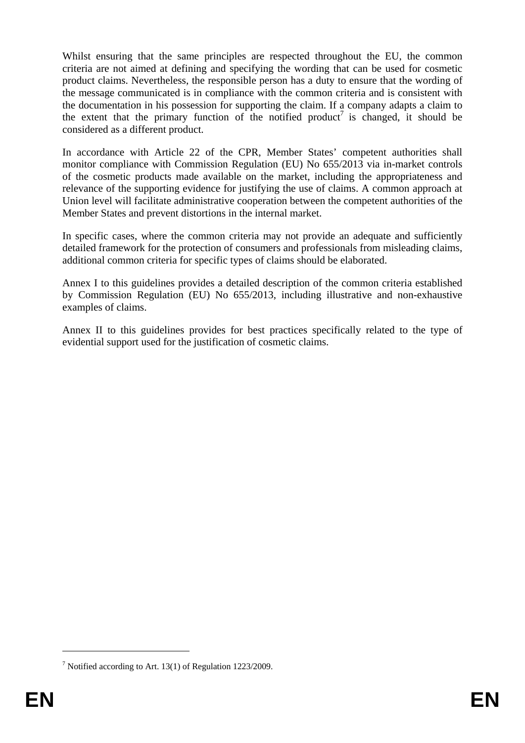Whilst ensuring that the same principles are respected throughout the EU, the common criteria are not aimed at defining and specifying the wording that can be used for cosmetic product claims. Nevertheless, the responsible person has a duty to ensure that the wording of the message communicated is in compliance with the common criteria and is consistent with the documentation in his possession for supporting the claim. If a company adapts a claim to the extent that the primary function of the notified product[7] is changed, it should be considered as a different product.

In accordance with Article 22 of the CPR, Member States' competent authorities shall monitor compliance with Commission Regulation (EU) No 655/2013 via in-market controls of the cosmetic products made available on the market, including the appropriateness and relevance of the supporting evidence for justifying the use of claims. A common approach at Union level will facilitate administrative cooperation between the competent authorities of the Member States and prevent distortions in the internal market.

In specific cases, where the common criteria may not provide an adequate and sufficiently detailed framework for the protection of consumers and professionals from misleading claims, additional common criteria for specific types of claims should be elaborated.

Annex I to this guidelines provides a detailed description of the common criteria established by Commission Regulation (EU) No 655/2013, including illustrative and non-exhaustive examples of claims.

Annex II to this guidelines provides for best practices specifically related to the type of evidential support used for the justification of cosmetic claims.

---

[7] Notified according to Art. 13(1) of Regulation 1223/2009.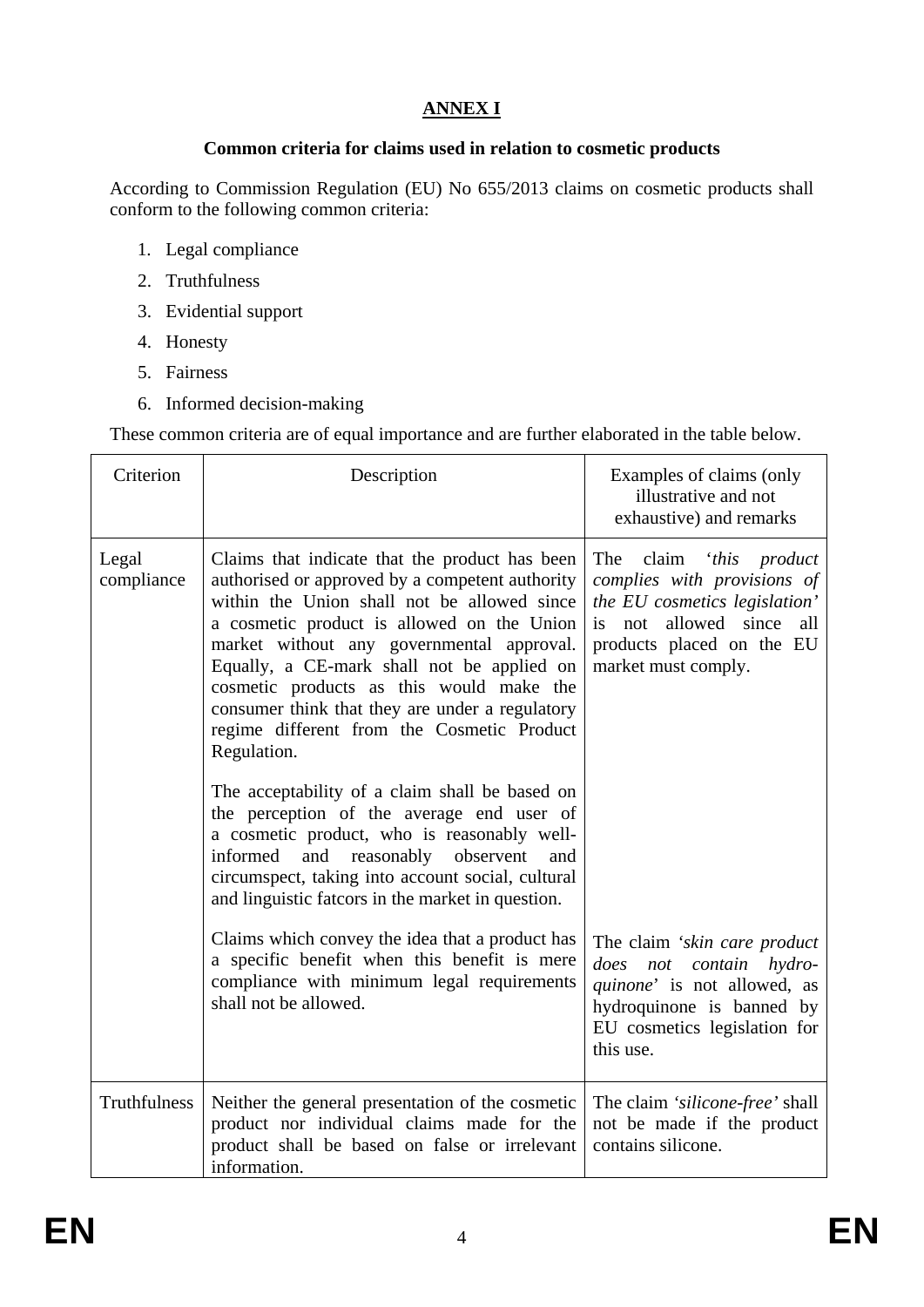## ANNEX I

**Common criteria for claims used in relation to cosmetic products**

According to Commission Regulation (EU) No 655/2013 claims on cosmetic products shall conform to the following common criteria:

1. Legal compliance
2. Truthfulness
3. Evidential support
4. Honesty
5. Fairness
6. Informed decision-making

These common criteria are of equal importance and are further elaborated in the table below.

| Criterion | Description | Examples of claims (only illustrative and not exhaustive) and remarks |
|---|---|---|
| Legal compliance | Claims that indicate that the product has been authorised or approved by a competent authority within the Union shall not be allowed since a cosmetic product is allowed on the Union market without any governmental approval. Equally, a CE-mark shall not be applied on cosmetic products as this would make the consumer think that they are under a regulatory regime different from the Cosmetic Product Regulation. | The claim '*this product complies with provisions of the EU cosmetics legislation*' is not allowed since all products placed on the EU market must comply. |
| | The acceptability of a claim shall be based on the perception of the average end user of a cosmetic product, who is reasonably well-informed and reasonably observent and circumspect, taking into account social, cultural and linguistic fatcors in the market in question. | |
| | Claims which convey the idea that a product has a specific benefit when this benefit is mere compliance with minimum legal requirements shall not be allowed. | The claim '*skin care product does not contain hydro-quinone*' is not allowed, as hydroquinone is banned by EU cosmetics legislation for this use. |
| Truthfulness | Neither the general presentation of the cosmetic product nor individual claims made for the product shall be based on false or irrelevant information. | The claim '*silicone-free*' shall not be made if the product contains silicone. |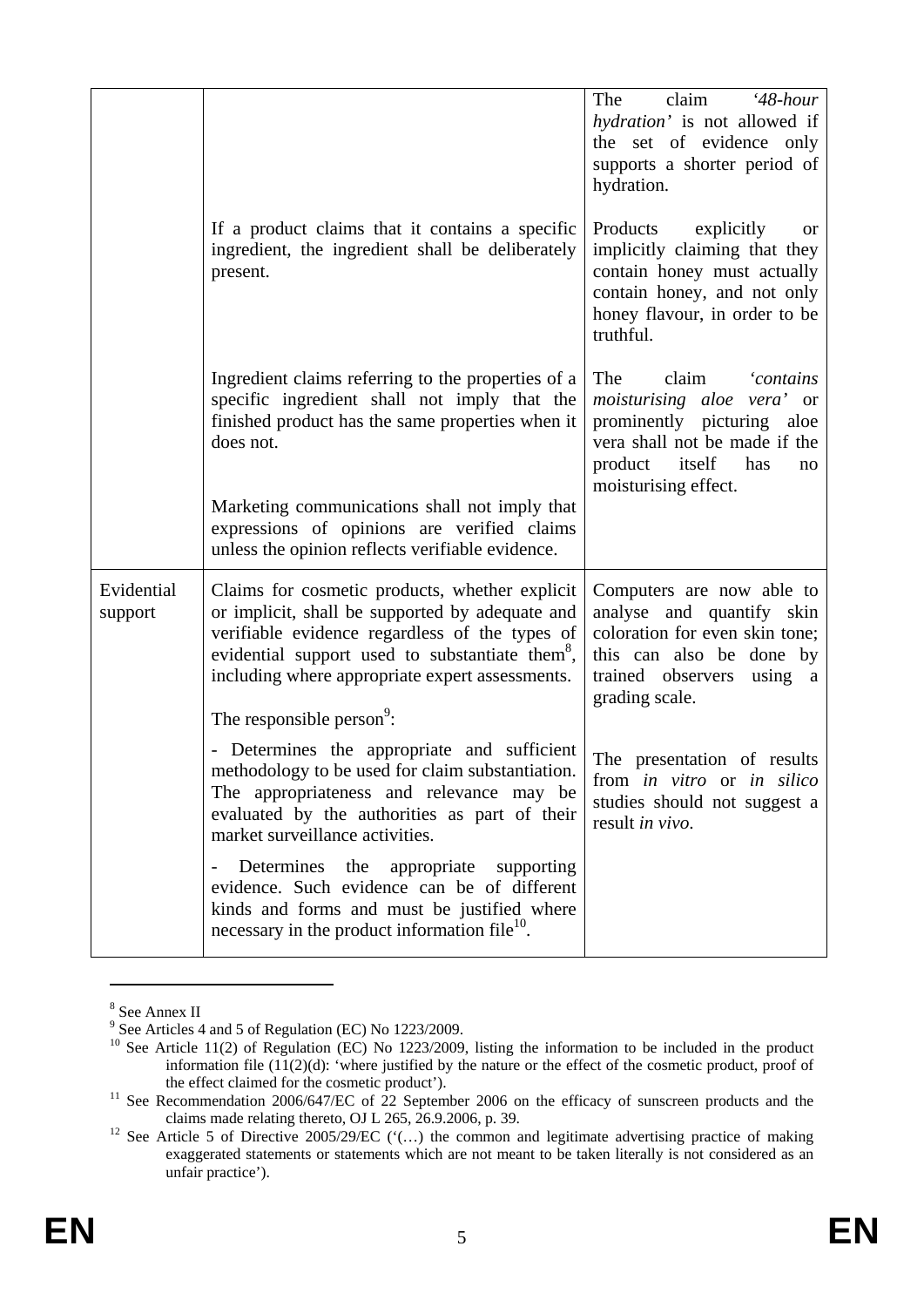| | | |
|---|---|---|
| | | The claim *'48-hour hydration'* is not allowed if the set of evidence only supports a shorter period of hydration. |
| | If a product claims that it contains a specific ingredient, the ingredient shall be deliberately present. | Products explicitly or implicitly claiming that they contain honey must actually contain honey, and not only honey flavour, in order to be truthful. |
| | Ingredient claims referring to the properties of a specific ingredient shall not imply that the finished product has the same properties when it does not.<br><br>Marketing communications shall not imply that expressions of opinions are verified claims unless the opinion reflects verifiable evidence. | The claim *'contains moisturising aloe vera'* or prominently picturing aloe vera shall not be made if the product itself has no moisturising effect. |
| Evidential support | Claims for cosmetic products, whether explicit or implicit, shall be supported by adequate and verifiable evidence regardless of the types of evidential support used to substantiate them[8], including where appropriate expert assessments.<br><br>The responsible person[9]:<br><br>- Determines the appropriate and sufficient methodology to be used for claim substantiation. The appropriateness and relevance may be evaluated by the authorities as part of their market surveillance activities.<br><br>- Determines the appropriate supporting evidence. Such evidence can be of different kinds and forms and must be justified where necessary in the product information file[10]. | Computers are now able to analyse and quantify skin coloration for even skin tone; this can also be done by trained observers using a grading scale.<br><br>The presentation of results from *in vitro* or *in silico* studies should not suggest a result *in vivo*. |

[8] See Annex II

[9] See Articles 4 and 5 of Regulation (EC) No 1223/2009.

[10] See Article 11(2) of Regulation (EC) No 1223/2009, listing the information to be included in the product information file (11(2)(d): 'where justified by the nature or the effect of the cosmetic product, proof of the effect claimed for the cosmetic product').

[11] See Recommendation 2006/647/EC of 22 September 2006 on the efficacy of sunscreen products and the claims made relating thereto, OJ L 265, 26.9.2006, p. 39.

[12] See Article 5 of Directive 2005/29/EC ('(…) the common and legitimate advertising practice of making exaggerated statements or statements which are not meant to be taken literally is not considered as an unfair practice').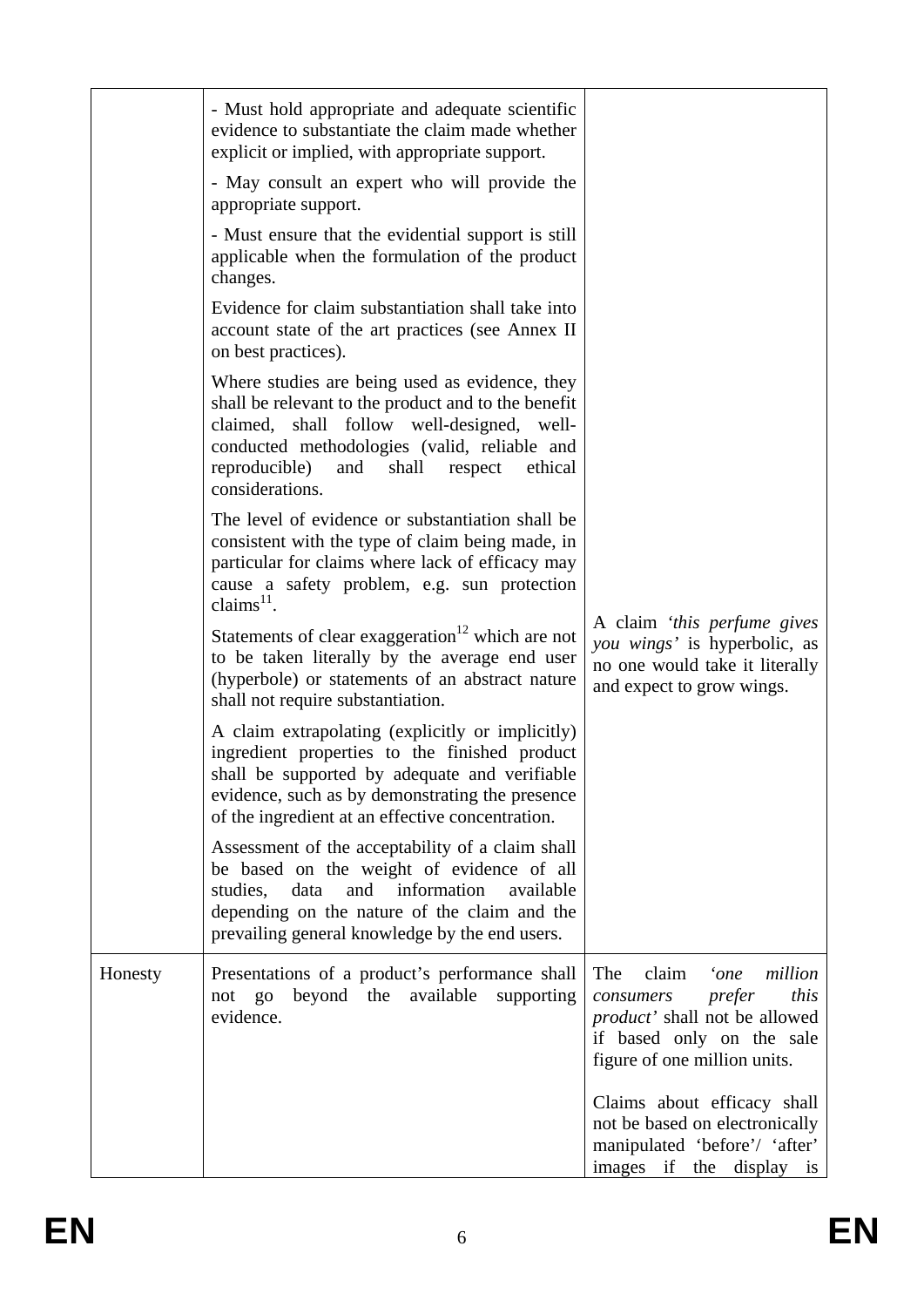| | | |
|---|---|---|
| | - Must hold appropriate and adequate scientific evidence to substantiate the claim made whether explicit or implied, with appropriate support.<br><br>- May consult an expert who will provide the appropriate support.<br><br>- Must ensure that the evidential support is still applicable when the formulation of the product changes.<br><br>Evidence for claim substantiation shall take into account state of the art practices (see Annex II on best practices).<br><br>Where studies are being used as evidence, they shall be relevant to the product and to the benefit claimed, shall follow well-designed, well-conducted methodologies (valid, reliable and reproducible) and shall respect ethical considerations.<br><br>The level of evidence or substantiation shall be consistent with the type of claim being made, in particular for claims where lack of efficacy may cause a safety problem, e.g. sun protection claims[11].<br><br>Statements of clear exaggeration[12] which are not to be taken literally by the average end user (hyperbole) or statements of an abstract nature shall not require substantiation.<br><br>A claim extrapolating (explicitly or implicitly) ingredient properties to the finished product shall be supported by adequate and verifiable evidence, such as by demonstrating the presence of the ingredient at an effective concentration.<br><br>Assessment of the acceptability of a claim shall be based on the weight of evidence of all studies, data and information available depending on the nature of the claim and the prevailing general knowledge by the end users. | A claim *'this perfume gives you wings'* is hyperbolic, as no one would take it literally and expect to grow wings. |
| Honesty | Presentations of a product's performance shall not go beyond the available supporting evidence. | The claim *'one million consumers prefer this product'* shall not be allowed if based only on the sale figure of one million units.<br><br>Claims about efficacy shall not be based on electronically manipulated 'before'/ 'after' images if the display is |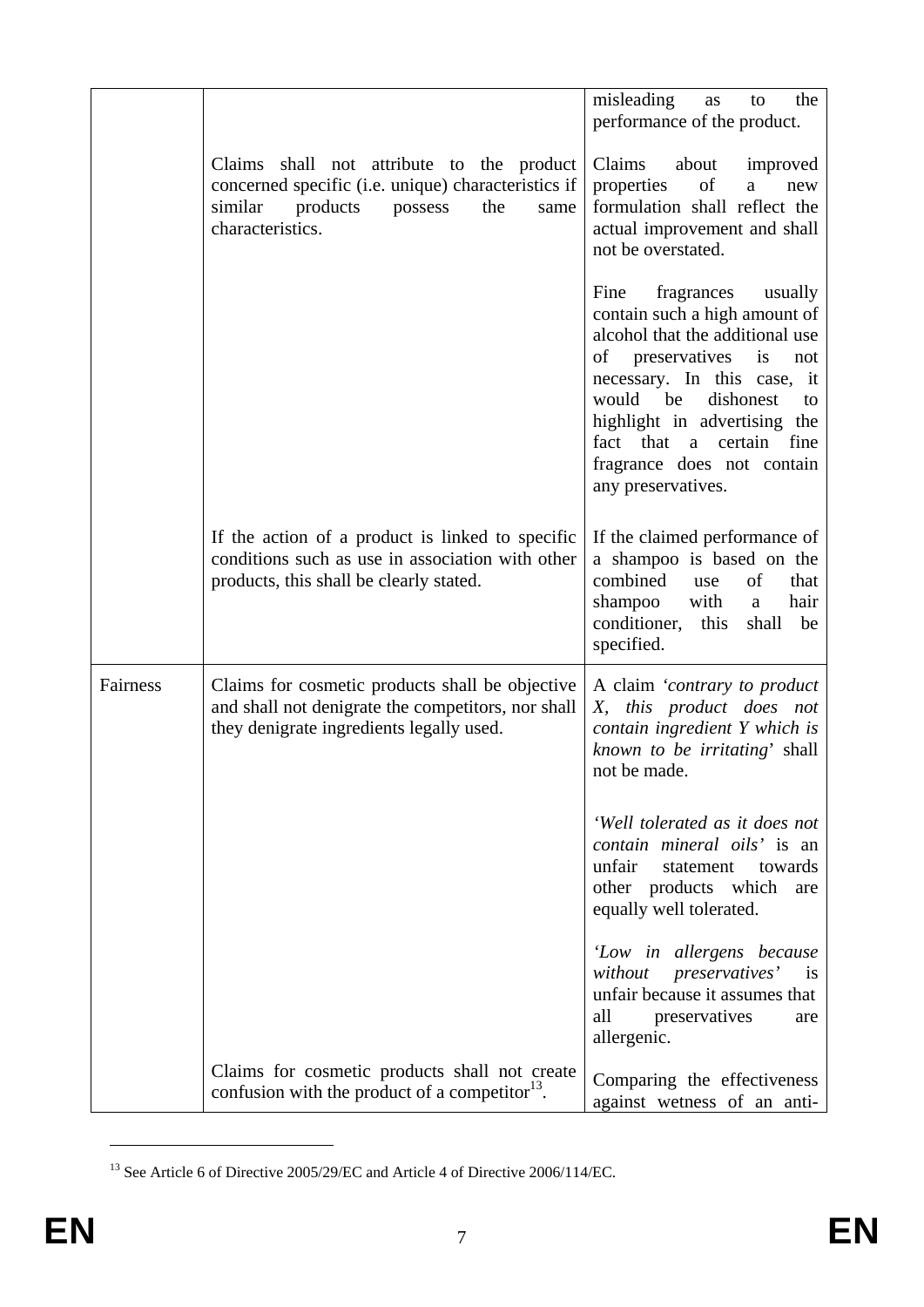|  |  |  |
|---|---|---|
|  |  | misleading as to the performance of the product. |
|  | Claims shall not attribute to the product concerned specific (i.e. unique) characteristics if similar products possess the same characteristics. | Claims about improved properties of a new formulation shall reflect the actual improvement and shall not be overstated.<br><br>Fine fragrances usually contain such a high amount of alcohol that the additional use of preservatives is not necessary. In this case, it would be dishonest to highlight in advertising the fact that a certain fine fragrance does not contain any preservatives. |
|  | If the action of a product is linked to specific conditions such as use in association with other products, this shall be clearly stated. | If the claimed performance of a shampoo is based on the combined use of that shampoo with a hair conditioner, this shall be specified. |
| Fairness | Claims for cosmetic products shall be objective and shall not denigrate the competitors, nor shall they denigrate ingredients legally used. | A claim *'contrary to product X, this product does not contain ingredient Y which is known to be irritating'* shall not be made.<br><br>*'Well tolerated as it does not contain mineral oils'* is an unfair statement towards other products which are equally well tolerated.<br><br>*'Low in allergens because without preservatives'* is unfair because it assumes that all preservatives are allergenic. |
|  | Claims for cosmetic products shall not create confusion with the product of a competitor[13]. | Comparing the effectiveness against wetness of an anti- |

[13] See Article 6 of Directive 2005/29/EC and Article 4 of Directive 2006/114/EC.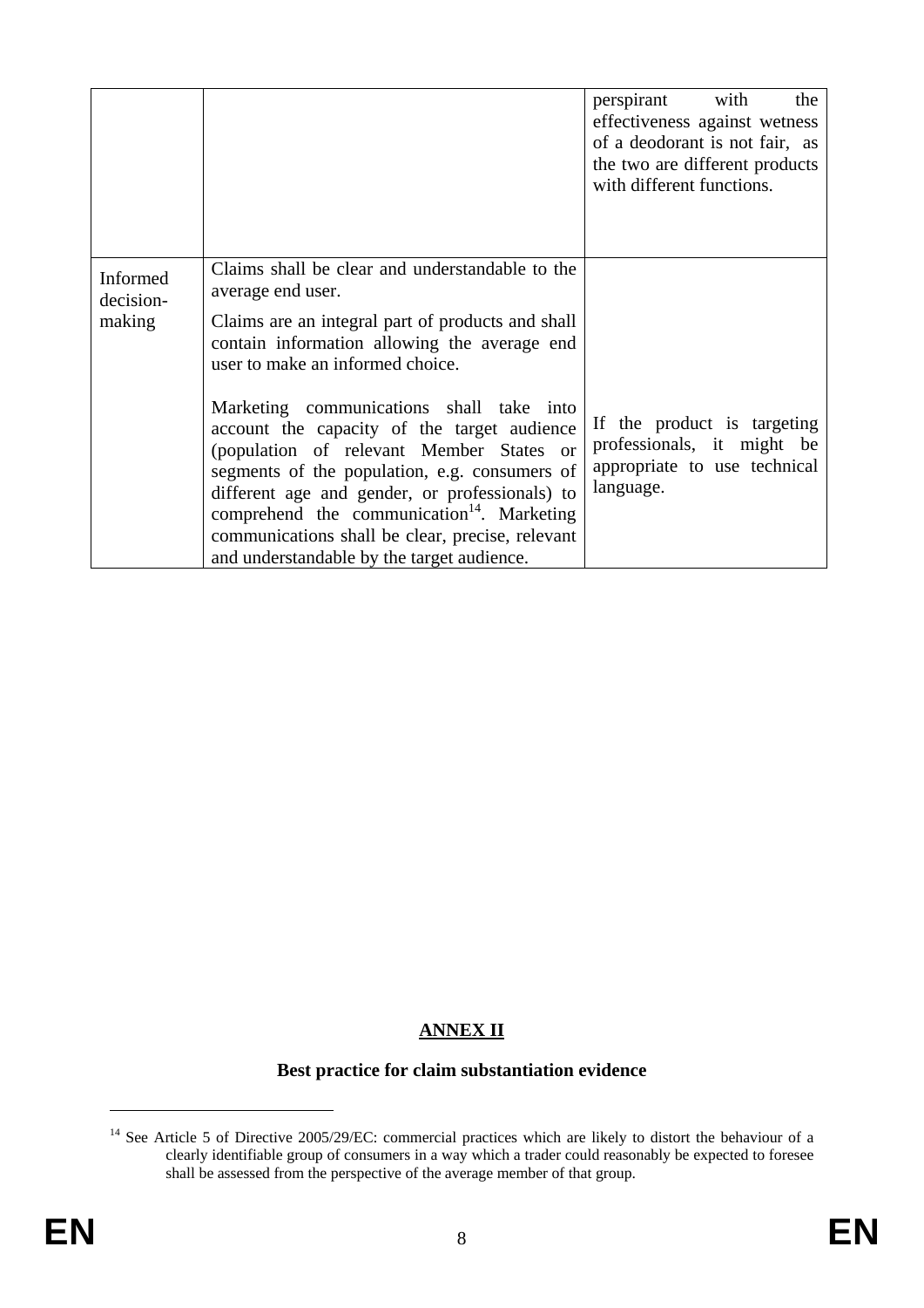|  |  |  |
| --- | --- | --- |
|  |  | perspirant with the effectiveness against wetness of a deodorant is not fair, as the two are different products with different functions. |
| Informed decision-making | Claims shall be clear and understandable to the average end user.<br><br>Claims are an integral part of products and shall contain information allowing the average end user to make an informed choice.<br><br>Marketing communications shall take into account the capacity of the target audience (population of relevant Member States or segments of the population, e.g. consumers of different age and gender, or professionals) to comprehend the communication[14]. Marketing communications shall be clear, precise, relevant and understandable by the target audience. | If the product is targeting professionals, it might be appropriate to use technical language. |

## ANNEX II

### Best practice for claim substantiation evidence

[14] See Article 5 of Directive 2005/29/EC: commercial practices which are likely to distort the behaviour of a clearly identifiable group of consumers in a way which a trader could reasonably be expected to foresee shall be assessed from the perspective of the average member of that group.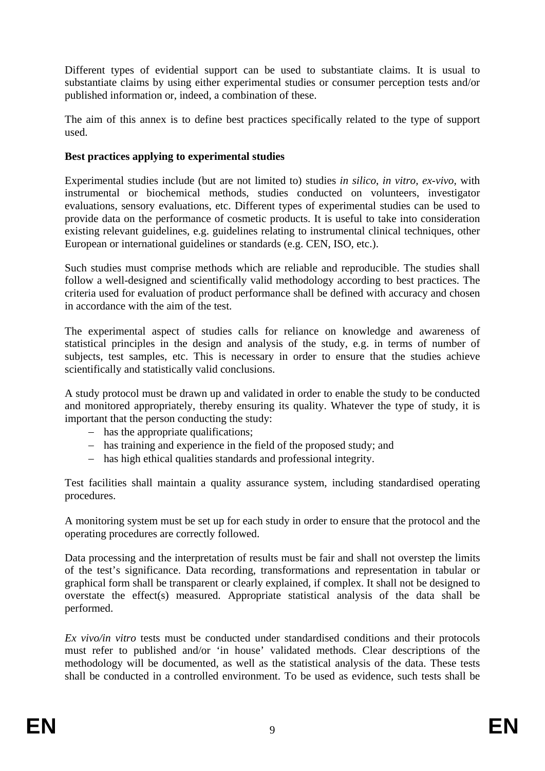Different types of evidential support can be used to substantiate claims. It is usual to substantiate claims by using either experimental studies or consumer perception tests and/or published information or, indeed, a combination of these.

The aim of this annex is to define best practices specifically related to the type of support used.

**Best practices applying to experimental studies**

Experimental studies include (but are not limited to) studies *in silico*, *in vitro*, *ex-vivo*, with instrumental or biochemical methods, studies conducted on volunteers, investigator evaluations, sensory evaluations, etc. Different types of experimental studies can be used to provide data on the performance of cosmetic products. It is useful to take into consideration existing relevant guidelines, e.g. guidelines relating to instrumental clinical techniques, other European or international guidelines or standards (e.g. CEN, ISO, etc.).

Such studies must comprise methods which are reliable and reproducible. The studies shall follow a well-designed and scientifically valid methodology according to best practices. The criteria used for evaluation of product performance shall be defined with accuracy and chosen in accordance with the aim of the test.

The experimental aspect of studies calls for reliance on knowledge and awareness of statistical principles in the design and analysis of the study, e.g. in terms of number of subjects, test samples, etc. This is necessary in order to ensure that the studies achieve scientifically and statistically valid conclusions.

A study protocol must be drawn up and validated in order to enable the study to be conducted and monitored appropriately, thereby ensuring its quality. Whatever the type of study, it is important that the person conducting the study:

- has the appropriate qualifications;
- has training and experience in the field of the proposed study; and
- has high ethical qualities standards and professional integrity.

Test facilities shall maintain a quality assurance system, including standardised operating procedures.

A monitoring system must be set up for each study in order to ensure that the protocol and the operating procedures are correctly followed.

Data processing and the interpretation of results must be fair and shall not overstep the limits of the test's significance. Data recording, transformations and representation in tabular or graphical form shall be transparent or clearly explained, if complex. It shall not be designed to overstate the effect(s) measured. Appropriate statistical analysis of the data shall be performed.

*Ex vivo/in vitro* tests must be conducted under standardised conditions and their protocols must refer to published and/or 'in house' validated methods. Clear descriptions of the methodology will be documented, as well as the statistical analysis of the data. These tests shall be conducted in a controlled environment. To be used as evidence, such tests shall be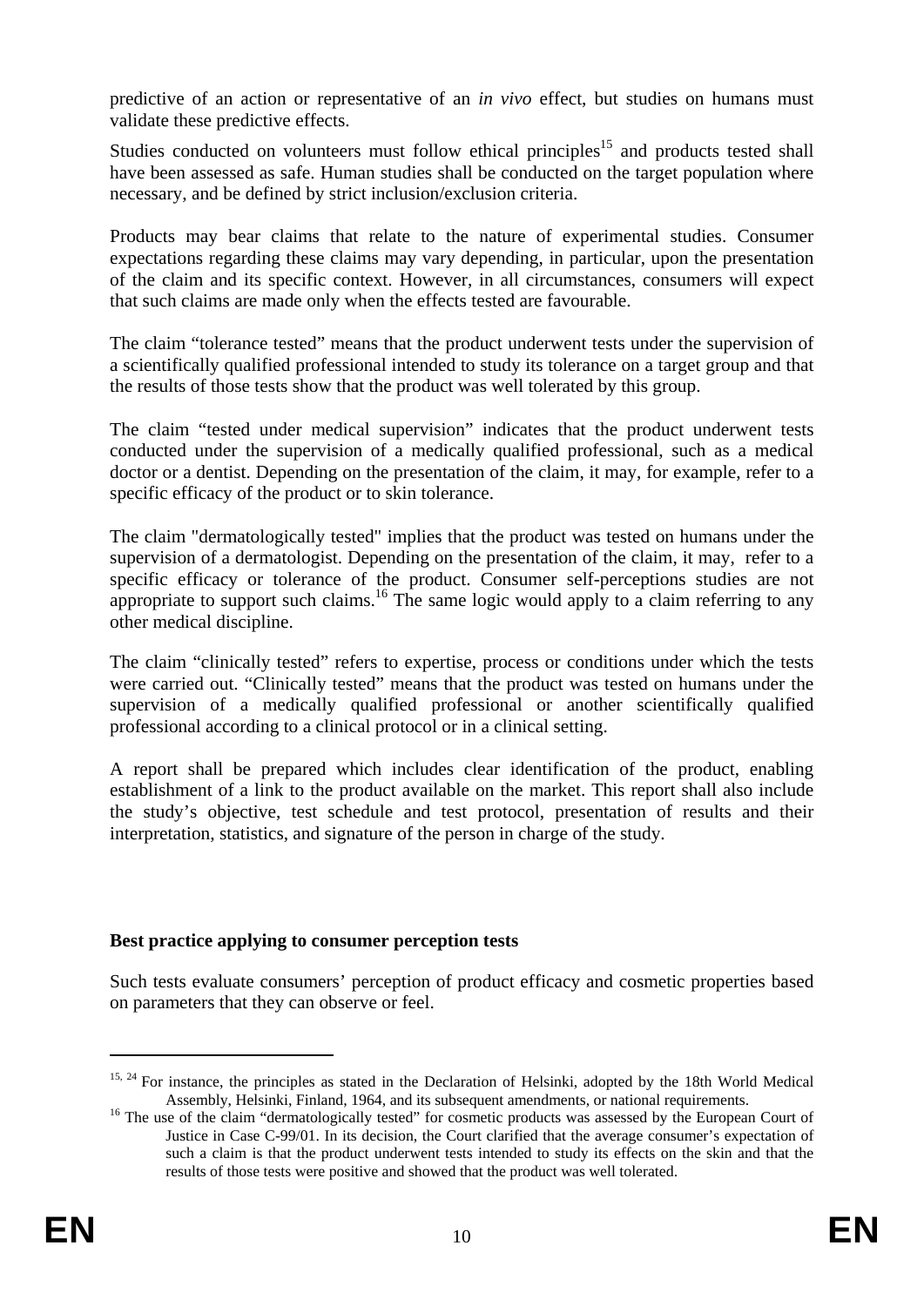predictive of an action or representative of an *in vivo* effect, but studies on humans must validate these predictive effects.

Studies conducted on volunteers must follow ethical principles[15] and products tested shall have been assessed as safe. Human studies shall be conducted on the target population where necessary, and be defined by strict inclusion/exclusion criteria.

Products may bear claims that relate to the nature of experimental studies. Consumer expectations regarding these claims may vary depending, in particular, upon the presentation of the claim and its specific context. However, in all circumstances, consumers will expect that such claims are made only when the effects tested are favourable.

The claim "tolerance tested" means that the product underwent tests under the supervision of a scientifically qualified professional intended to study its tolerance on a target group and that the results of those tests show that the product was well tolerated by this group.

The claim "tested under medical supervision" indicates that the product underwent tests conducted under the supervision of a medically qualified professional, such as a medical doctor or a dentist. Depending on the presentation of the claim, it may, for example, refer to a specific efficacy of the product or to skin tolerance.

The claim "dermatologically tested" implies that the product was tested on humans under the supervision of a dermatologist. Depending on the presentation of the claim, it may, refer to a specific efficacy or tolerance of the product. Consumer self-perceptions studies are not appropriate to support such claims.[16] The same logic would apply to a claim referring to any other medical discipline.

The claim "clinically tested" refers to expertise, process or conditions under which the tests were carried out. "Clinically tested" means that the product was tested on humans under the supervision of a medically qualified professional or another scientifically qualified professional according to a clinical protocol or in a clinical setting.

A report shall be prepared which includes clear identification of the product, enabling establishment of a link to the product available on the market. This report shall also include the study's objective, test schedule and test protocol, presentation of results and their interpretation, statistics, and signature of the person in charge of the study.

**Best practice applying to consumer perception tests**

Such tests evaluate consumers' perception of product efficacy and cosmetic properties based on parameters that they can observe or feel.

---

[15, 24] For instance, the principles as stated in the Declaration of Helsinki, adopted by the 18th World Medical Assembly, Helsinki, Finland, 1964, and its subsequent amendments, or national requirements.

[16] The use of the claim "dermatologically tested" for cosmetic products was assessed by the European Court of Justice in Case C-99/01. In its decision, the Court clarified that the average consumer's expectation of such a claim is that the product underwent tests intended to study its effects on the skin and that the results of those tests were positive and showed that the product was well tolerated.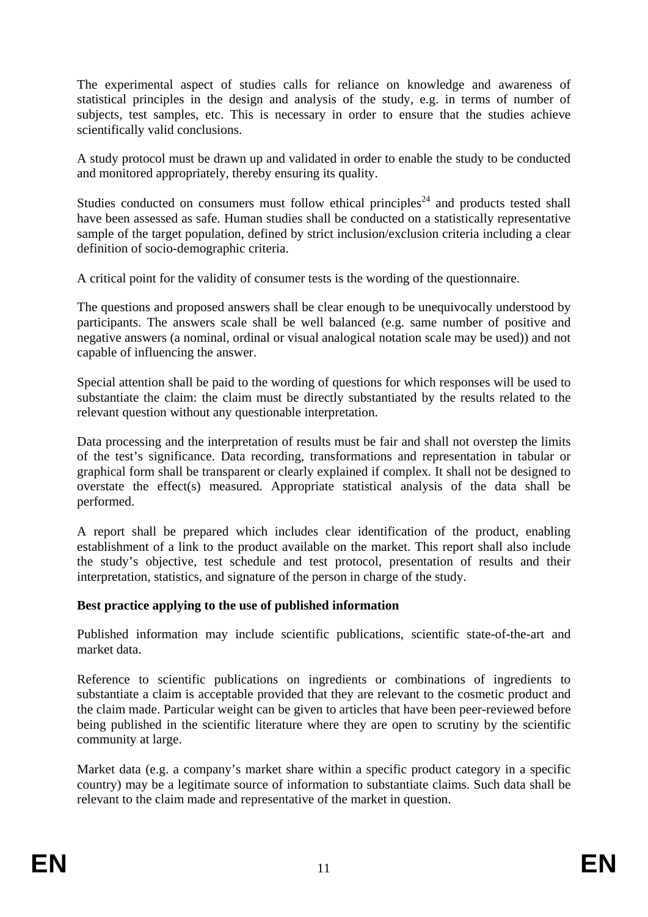The experimental aspect of studies calls for reliance on knowledge and awareness of statistical principles in the design and analysis of the study, e.g. in terms of number of subjects, test samples, etc. This is necessary in order to ensure that the studies achieve scientifically valid conclusions.

A study protocol must be drawn up and validated in order to enable the study to be conducted and monitored appropriately, thereby ensuring its quality.

Studies conducted on consumers must follow ethical principles[24] and products tested shall have been assessed as safe. Human studies shall be conducted on a statistically representative sample of the target population, defined by strict inclusion/exclusion criteria including a clear definition of socio-demographic criteria.

A critical point for the validity of consumer tests is the wording of the questionnaire.

The questions and proposed answers shall be clear enough to be unequivocally understood by participants. The answers scale shall be well balanced (e.g. same number of positive and negative answers (a nominal, ordinal or visual analogical notation scale may be used)) and not capable of influencing the answer.

Special attention shall be paid to the wording of questions for which responses will be used to substantiate the claim: the claim must be directly substantiated by the results related to the relevant question without any questionable interpretation.

Data processing and the interpretation of results must be fair and shall not overstep the limits of the test's significance. Data recording, transformations and representation in tabular or graphical form shall be transparent or clearly explained if complex. It shall not be designed to overstate the effect(s) measured. Appropriate statistical analysis of the data shall be performed.

A report shall be prepared which includes clear identification of the product, enabling establishment of a link to the product available on the market. This report shall also include the study's objective, test schedule and test protocol, presentation of results and their interpretation, statistics, and signature of the person in charge of the study.

**Best practice applying to the use of published information**

Published information may include scientific publications, scientific state-of-the-art and market data.

Reference to scientific publications on ingredients or combinations of ingredients to substantiate a claim is acceptable provided that they are relevant to the cosmetic product and the claim made. Particular weight can be given to articles that have been peer-reviewed before being published in the scientific literature where they are open to scrutiny by the scientific community at large.

Market data (e.g. a company's market share within a specific product category in a specific country) may be a legitimate source of information to substantiate claims. Such data shall be relevant to the claim made and representative of the market in question.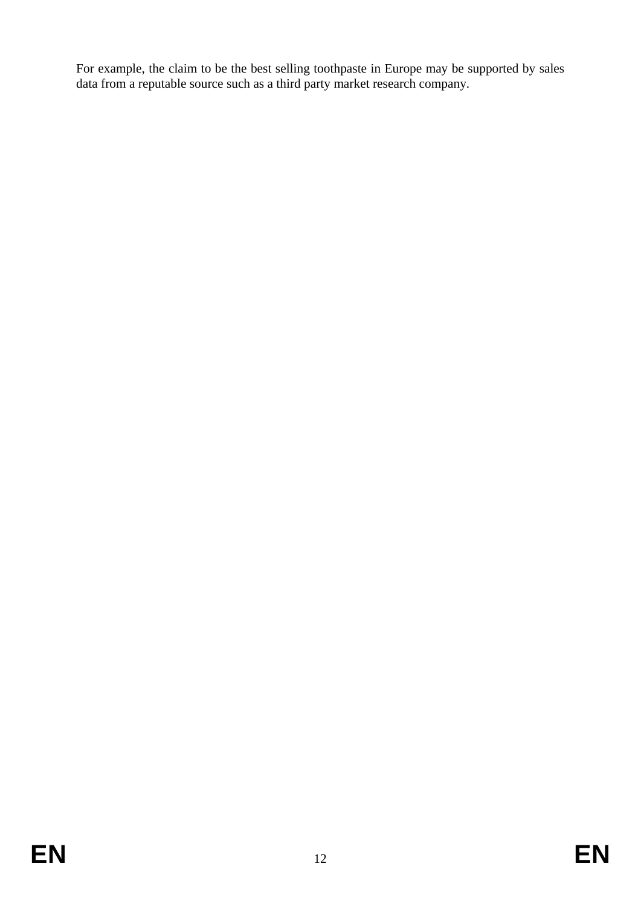For example, the claim to be the best selling toothpaste in Europe may be supported by sales data from a reputable source such as a third party market research company.